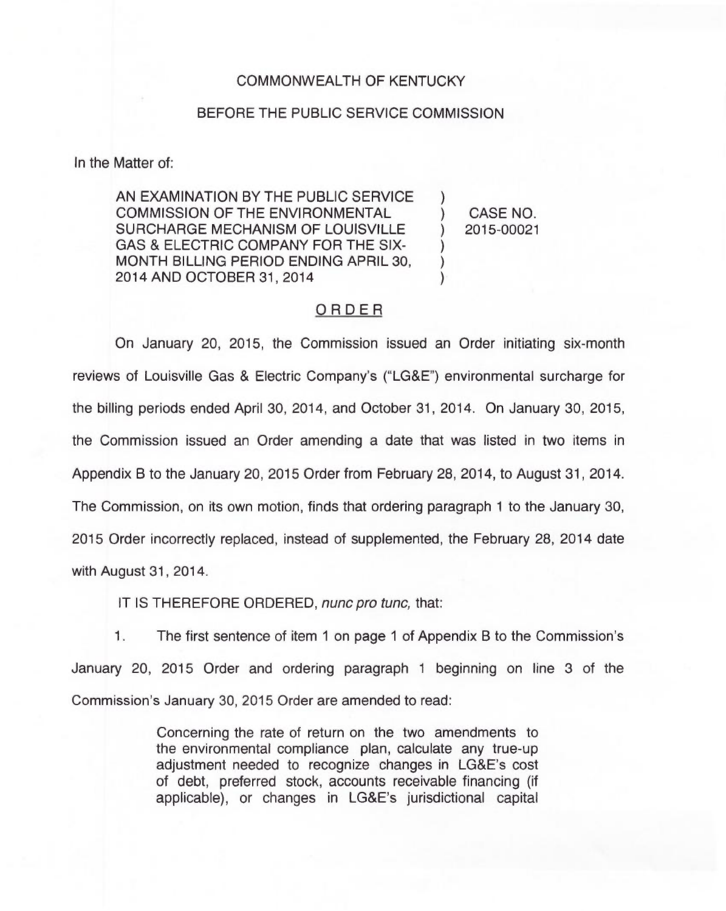COMMONWEALTH OF KENTUCKY

BEFORE THE PUBLIC SERVICE COMMISSION

In the Matter of:

| | | |
|---|---|---|
| AN EXAMINATION BY THE PUBLIC SERVICE COMMISSION OF THE ENVIRONMENTAL SURCHARGE MECHANISM OF LOUISVILLE GAS & ELECTRIC COMPANY FOR THE SIX-MONTH BILLING PERIOD ENDING APRIL 30, 2014 AND OCTOBER 31, 2014 | ) ) ) ) ) ) | CASE NO. 2015-00021 |

## ORDER

On January 20, 2015, the Commission issued an Order initiating six-month reviews of Louisville Gas & Electric Company's ("LG&E") environmental surcharge for the billing periods ended April 30, 2014, and October 31, 2014. On January 30, 2015, the Commission issued an Order amending a date that was listed in two items in Appendix B to the January 20, 2015 Order from February 28, 2014, to August 31, 2014. The Commission, on its own motion, finds that ordering paragraph 1 to the January 30, 2015 Order incorrectly replaced, instead of supplemented, the February 28, 2014 date with August 31, 2014.

IT IS THEREFORE ORDERED, *nunc pro tunc,* that:

1. The first sentence of item 1 on page 1 of Appendix B to the Commission's January 20, 2015 Order and ordering paragraph 1 beginning on line 3 of the Commission's January 30, 2015 Order are amended to read:

> Concerning the rate of return on the two amendments to the environmental compliance plan, calculate any true-up adjustment needed to recognize changes in LG&E's cost of debt, preferred stock, accounts receivable financing (if applicable), or changes in LG&E's jurisdictional capital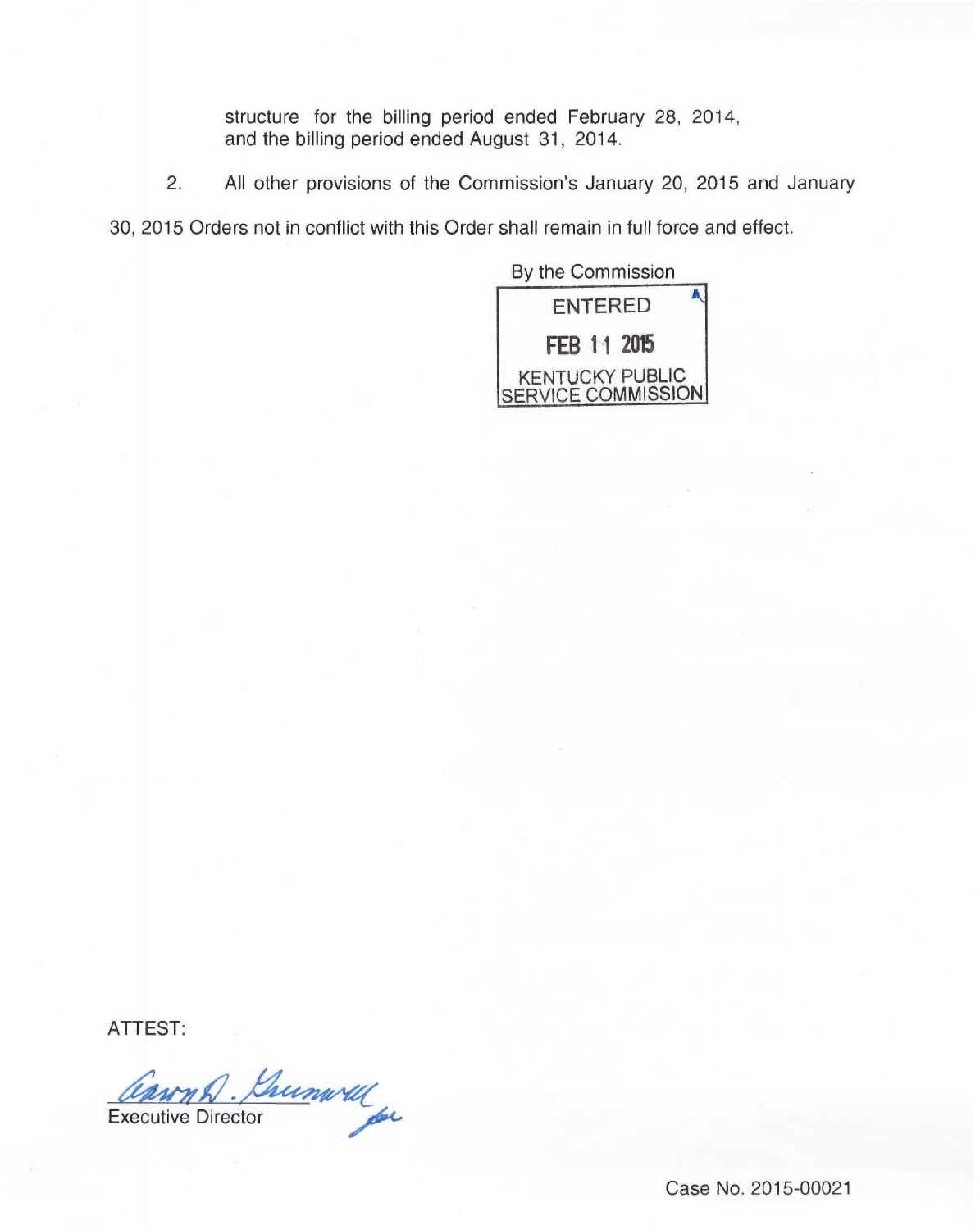structure for the billing period ended February 28, 2014, and the billing period ended August 31, 2014.

2. All other provisions of the Commission's January 20, 2015 and January 30, 2015 Orders not in conflict with this Order shall remain in full force and effect.

By the Commission

ENTERED

FEB 11 2015

KENTUCKY PUBLIC SERVICE COMMISSION

ATTEST:

Executive Director

Case No. 2015-00021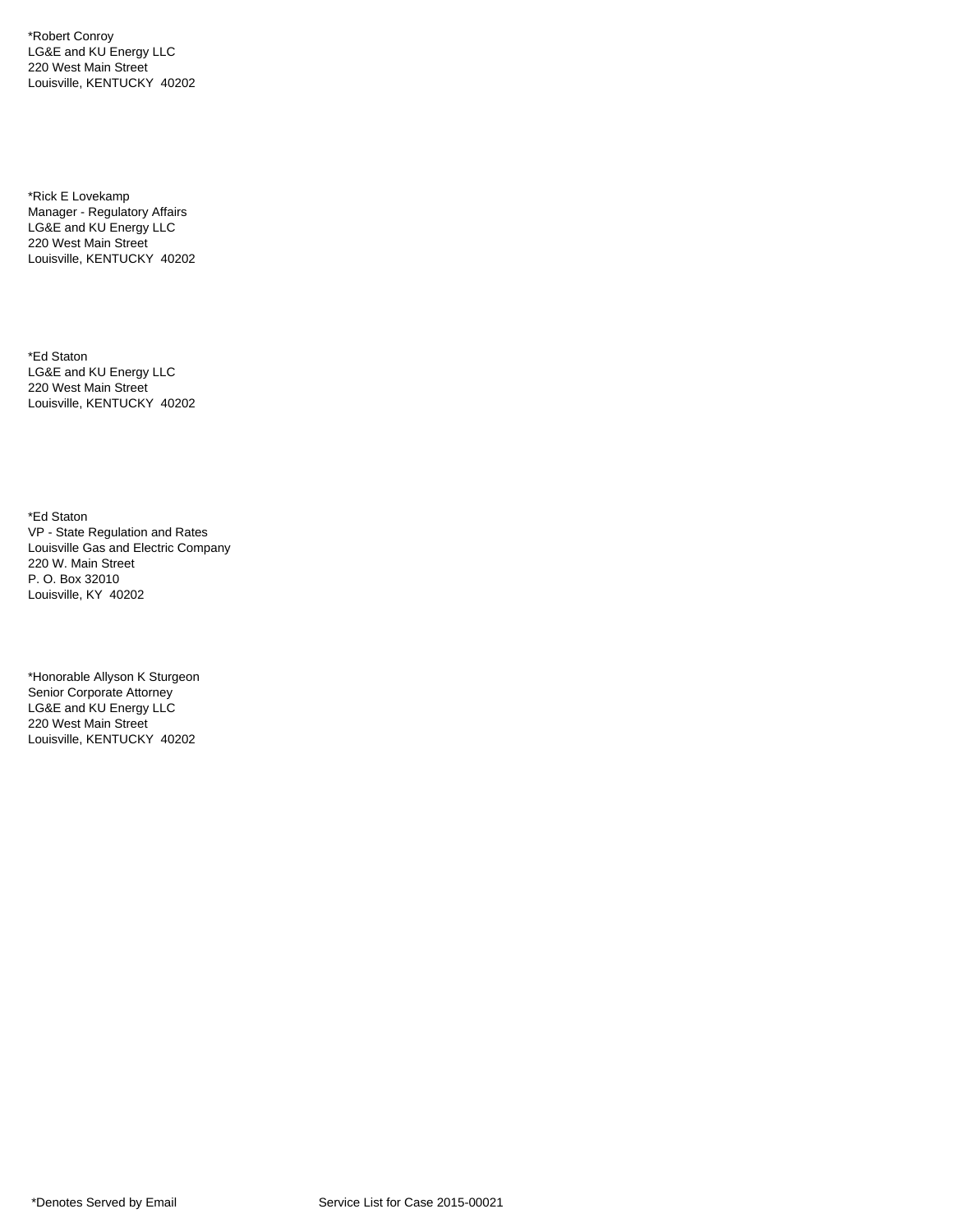*Robert Conroy
LG&E and KU Energy LLC
220 West Main Street
Louisville, KENTUCKY 40202

*Rick E Lovekamp
Manager - Regulatory Affairs
LG&E and KU Energy LLC
220 West Main Street
Louisville, KENTUCKY 40202

*Ed Staton
LG&E and KU Energy LLC
220 West Main Street
Louisville, KENTUCKY 40202

*Ed Staton
VP - State Regulation and Rates
Louisville Gas and Electric Company
220 W. Main Street
P. O. Box 32010
Louisville, KY 40202

*Honorable Allyson K Sturgeon
Senior Corporate Attorney
LG&E and KU Energy LLC
220 West Main Street
Louisville, KENTUCKY 40202